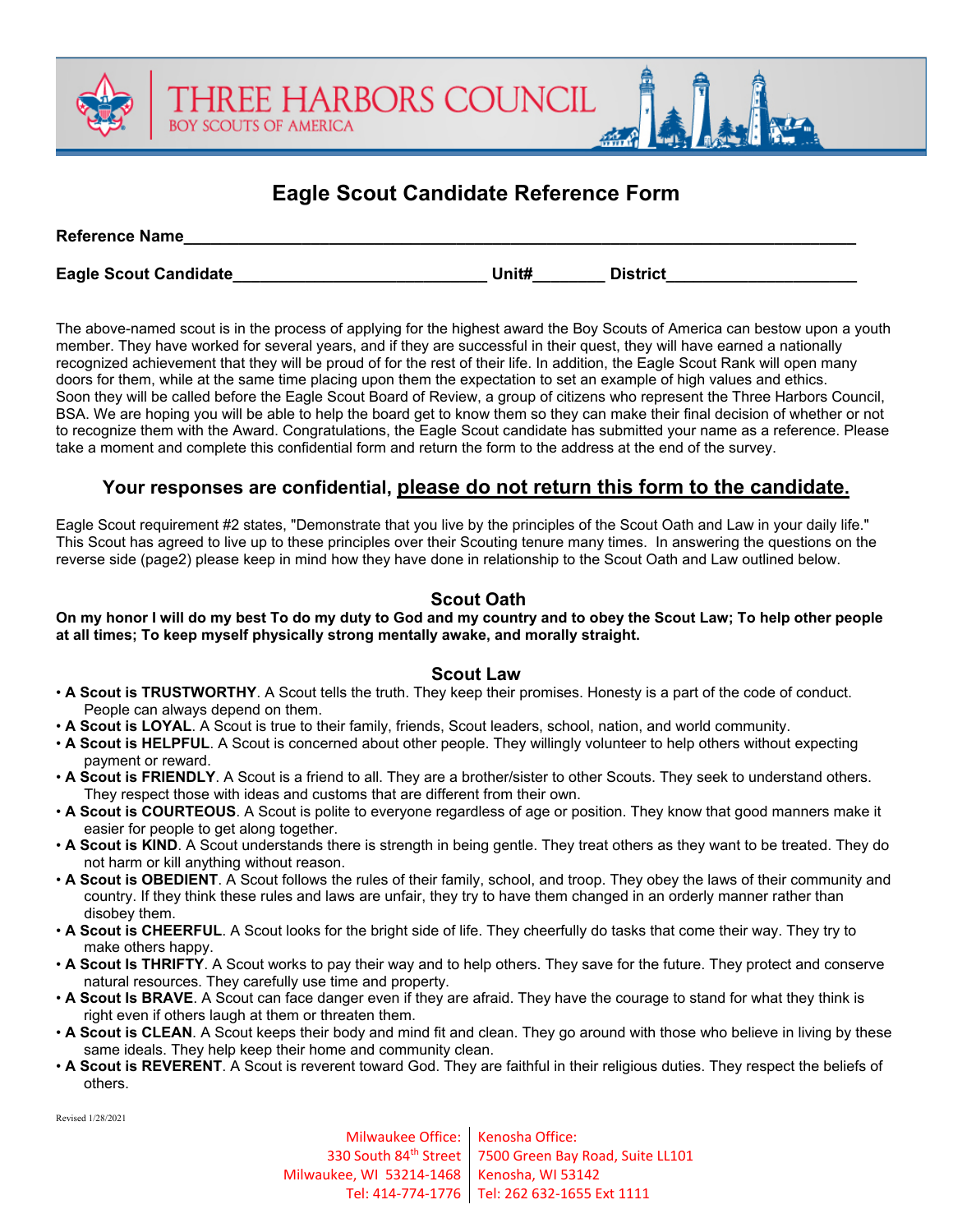THREE HARBORS COUNCIL
BOY SCOUTS OF AMERICA

# Eagle Scout Candidate Reference Form

**Reference Name**______________________________________________________________________

**Eagle Scout Candidate**___________________________ **Unit#**________ **District**____________________

The above-named scout is in the process of applying for the highest award the Boy Scouts of America can bestow upon a youth member. They have worked for several years, and if they are successful in their quest, they will have earned a nationally recognized achievement that they will be proud of for the rest of their life. In addition, the Eagle Scout Rank will open many doors for them, while at the same time placing upon them the expectation to set an example of high values and ethics. Soon they will be called before the Eagle Scout Board of Review, a group of citizens who represent the Three Harbors Council, BSA. We are hoping you will be able to help the board get to know them so they can make their final decision of whether or not to recognize them with the Award. Congratulations, the Eagle Scout candidate has submitted your name as a reference. Please take a moment and complete this confidential form and return the form to the address at the end of the survey.

## Your responses are confidential, <u>please do not return this form to the candidate.</u>

Eagle Scout requirement #2 states, "Demonstrate that you live by the principles of the Scout Oath and Law in your daily life." This Scout has agreed to live up to these principles over their Scouting tenure many times. In answering the questions on the reverse side (page2) please keep in mind how they have done in relationship to the Scout Oath and Law outlined below.

### Scout Oath

**On my honor I will do my best To do my duty to God and my country and to obey the Scout Law; To help other people at all times; To keep myself physically strong mentally awake, and morally straight.**

### Scout Law

- **A Scout is TRUSTWORTHY**. A Scout tells the truth. They keep their promises. Honesty is a part of the code of conduct. People can always depend on them.
- **A Scout is LOYAL**. A Scout is true to their family, friends, Scout leaders, school, nation, and world community.
- **A Scout is HELPFUL**. A Scout is concerned about other people. They willingly volunteer to help others without expecting payment or reward.
- **A Scout is FRIENDLY**. A Scout is a friend to all. They are a brother/sister to other Scouts. They seek to understand others. They respect those with ideas and customs that are different from their own.
- **A Scout is COURTEOUS**. A Scout is polite to everyone regardless of age or position. They know that good manners make it easier for people to get along together.
- **A Scout is KIND**. A Scout understands there is strength in being gentle. They treat others as they want to be treated. They do not harm or kill anything without reason.
- **A Scout is OBEDIENT**. A Scout follows the rules of their family, school, and troop. They obey the laws of their community and country. If they think these rules and laws are unfair, they try to have them changed in an orderly manner rather than disobey them.
- **A Scout is CHEERFUL**. A Scout looks for the bright side of life. They cheerfully do tasks that come their way. They try to make others happy.
- **A Scout Is THRIFTY**. A Scout works to pay their way and to help others. They save for the future. They protect and conserve natural resources. They carefully use time and property.
- **A Scout Is BRAVE**. A Scout can face danger even if they are afraid. They have the courage to stand for what they think is right even if others laugh at them or threaten them.
- **A Scout is CLEAN**. A Scout keeps their body and mind fit and clean. They go around with those who believe in living by these same ideals. They help keep their home and community clean.
- **A Scout is REVERENT**. A Scout is reverent toward God. They are faithful in their religious duties. They respect the beliefs of others.

Revised 1/28/2021

| Milwaukee Office: | Kenosha Office: |
|---|---|
| 330 South 84th Street | 7500 Green Bay Road, Suite LL101 |
| Milwaukee, WI 53214-1468 | Kenosha, WI 53142 |
| Tel: 414-774-1776 | Tel: 262 632-1655 Ext 1111 |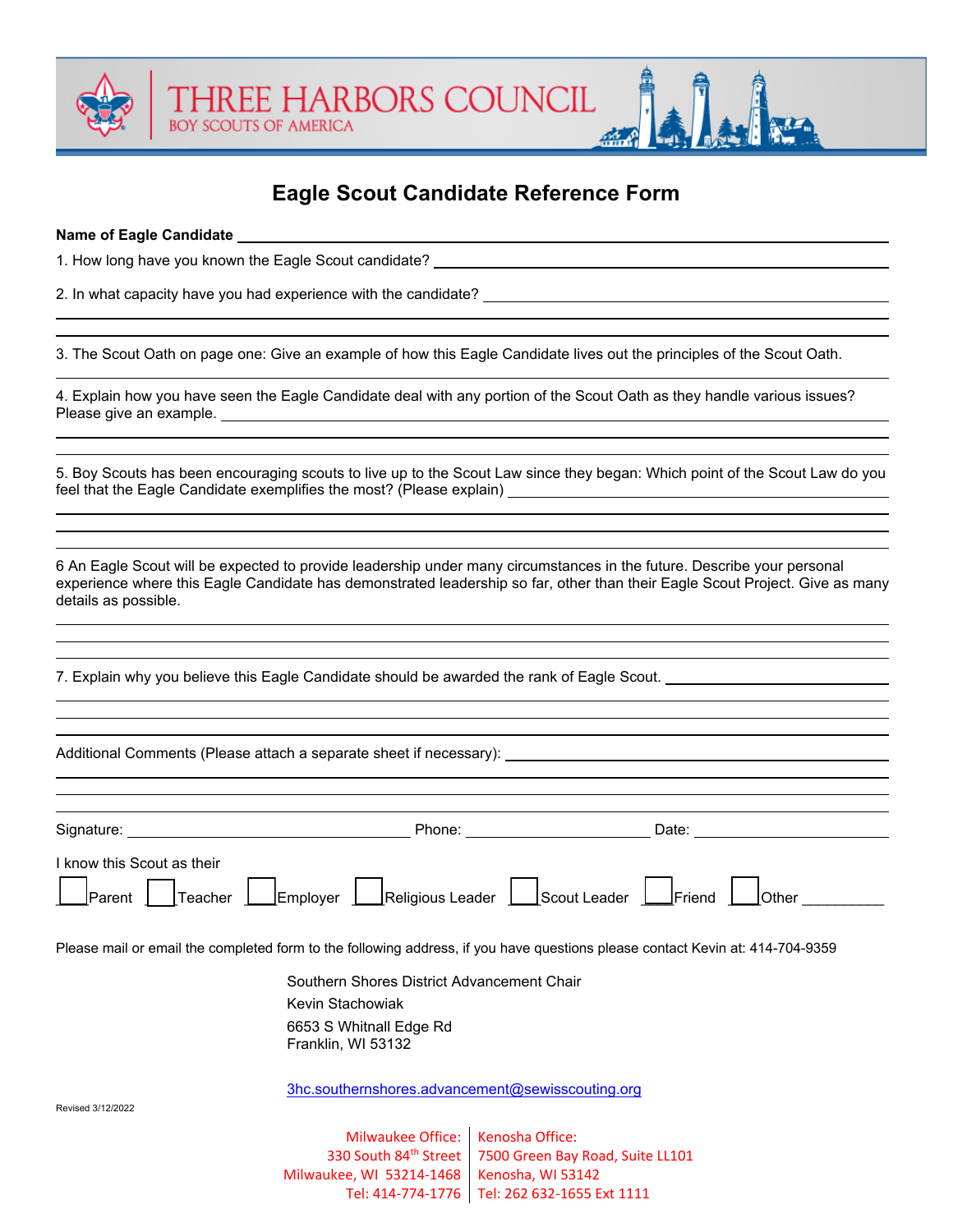THREE HARBORS COUNCIL
BOY SCOUTS OF AMERICA

# Eagle Scout Candidate Reference Form

**Name of Eagle Candidate** \_\_\_\_\_\_\_\_\_\_\_\_\_\_\_\_\_\_\_\_\_\_\_\_\_\_\_\_\_\_\_\_\_\_\_\_\_\_\_\_

1. How long have you known the Eagle Scout candidate? \_\_\_\_\_\_\_\_\_\_\_\_\_\_\_\_\_\_\_\_

2. In what capacity have you had experience with the candidate? \_\_\_\_\_\_\_\_\_\_\_\_\_\_\_\_\_\_\_\_

3. The Scout Oath on page one: Give an example of how this Eagle Candidate lives out the principles of the Scout Oath.

4. Explain how you have seen the Eagle Candidate deal with any portion of the Scout Oath as they handle various issues? Please give an example. \_\_\_\_\_\_\_\_\_\_\_\_\_\_\_\_\_\_\_\_

5. Boy Scouts has been encouraging scouts to live up to the Scout Law since they began: Which point of the Scout Law do you feel that the Eagle Candidate exemplifies the most? (Please explain) \_\_\_\_\_\_\_\_\_\_\_\_\_\_\_\_\_\_\_\_

6 An Eagle Scout will be expected to provide leadership under many circumstances in the future. Describe your personal experience where this Eagle Candidate has demonstrated leadership so far, other than their Eagle Scout Project. Give as many details as possible.

7. Explain why you believe this Eagle Candidate should be awarded the rank of Eagle Scout. \_\_\_\_\_\_\_\_\_\_\_\_\_\_\_\_\_\_\_\_

Additional Comments (Please attach a separate sheet if necessary): \_\_\_\_\_\_\_\_\_\_\_\_\_\_\_\_\_\_\_\_

Signature: \_\_\_\_\_\_\_\_\_\_\_\_\_\_\_\_\_\_\_\_ Phone: \_\_\_\_\_\_\_\_\_\_\_\_\_\_\_\_\_\_\_\_ Date: \_\_\_\_\_\_\_\_\_\_\_\_\_\_\_\_\_\_\_\_

I know this Scout as their

☐ Parent ☐ Teacher ☐ Employer ☐ Religious Leader ☐ Scout Leader ☐ Friend ☐ Other \_\_\_\_\_\_\_\_\_\_

Please mail or email the completed form to the following address, if you have questions please contact Kevin at: 414-704-9359

Southern Shores District Advancement Chair
Kevin Stachowiak
6653 S Whitnall Edge Rd
Franklin, WI 53132

3hc.southernshores.advancement@sewisscouting.org

Revised 3/12/2022

Milwaukee Office:
330 South 84th Street
Milwaukee, WI 53214-1468
Tel: 414-774-1776

Kenosha Office:
7500 Green Bay Road, Suite LL101
Kenosha, WI 53142
Tel: 262 632-1655 Ext 1111